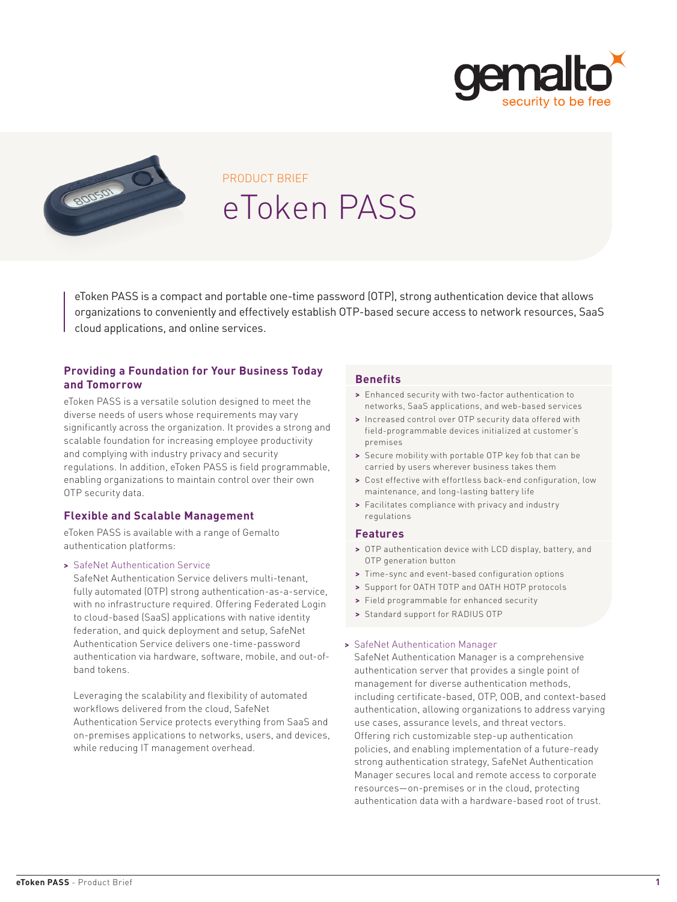PRODUCT BRIEF

# eToken PASS

eToken PASS is a compact and portable one-time password (OTP), strong authentication device that allows organizations to conveniently and effectively establish OTP-based secure access to network resources, SaaS cloud applications, and online services.

## Providing a Foundation for Your Business Today and Tomorrow

eToken PASS is a versatile solution designed to meet the diverse needs of users whose requirements may vary significantly across the organization. It provides a strong and scalable foundation for increasing employee productivity and complying with industry privacy and security regulations. In addition, eToken PASS is field programmable, enabling organizations to maintain control over their own OTP security data.

## Flexible and Scalable Management

eToken PASS is available with a range of Gemalto authentication platforms:

> SafeNet Authentication Service

SafeNet Authentication Service delivers multi-tenant, fully automated (OTP) strong authentication-as-a-service, with no infrastructure required. Offering Federated Login to cloud-based (SaaS) applications with native identity federation, and quick deployment and setup, SafeNet Authentication Service delivers one-time-password authentication via hardware, software, mobile, and out-of-band tokens.

Leveraging the scalability and flexibility of automated workflows delivered from the cloud, SafeNet Authentication Service protects everything from SaaS and on-premises applications to networks, users, and devices, while reducing IT management overhead.

> SafeNet Authentication Manager

SafeNet Authentication Manager is a comprehensive authentication server that provides a single point of management for diverse authentication methods, including certificate-based, OTP, OOB, and context-based authentication, allowing organizations to address varying use cases, assurance levels, and threat vectors. Offering rich customizable step-up authentication policies, and enabling implementation of a future-ready strong authentication strategy, SafeNet Authentication Manager secures local and remote access to corporate resources—on-premises or in the cloud, protecting authentication data with a hardware-based root of trust.

## Benefits

- Enhanced security with two-factor authentication to networks, SaaS applications, and web-based services
- Increased control over OTP security data offered with field-programmable devices initialized at customer's premises
- Secure mobility with portable OTP key fob that can be carried by users wherever business takes them
- Cost effective with effortless back-end configuration, low maintenance, and long-lasting battery life
- Facilitates compliance with privacy and industry regulations

## Features

- OTP authentication device with LCD display, battery, and OTP generation button
- Time-sync and event-based configuration options
- Support for OATH TOTP and OATH HOTP protocols
- Field programmable for enhanced security
- Standard support for RADIUS OTP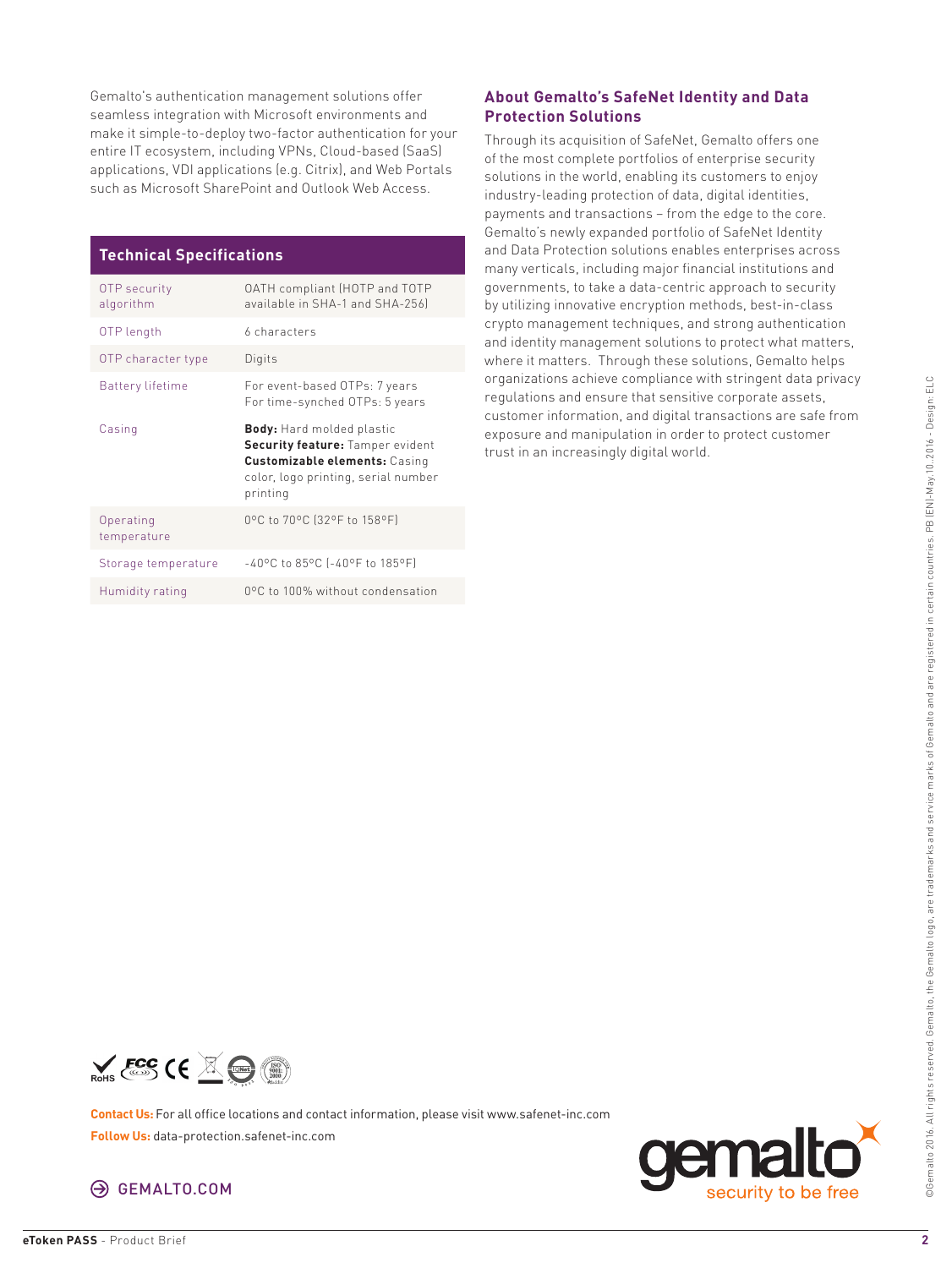Gemalto's authentication management solutions offer seamless integration with Microsoft environments and make it simple-to-deploy two-factor authentication for your entire IT ecosystem, including VPNs, Cloud-based (SaaS) applications, VDI applications (e.g. Citrix), and Web Portals such as Microsoft SharePoint and Outlook Web Access.

## Technical Specifications

| | |
|---|---|
| OTP security algorithm | OATH compliant (HOTP and TOTP available in SHA-1 and SHA-256) |
| OTP length | 6 characters |
| OTP character type | Digits |
| Battery lifetime | For event-based OTPs: 7 years<br>For time-synched OTPs: 5 years |
| Casing | **Body:** Hard molded plastic<br>**Security feature:** Tamper evident<br>**Customizable elements:** Casing color, logo printing, serial number printing |
| Operating temperature | 0°C to 70°C (32°F to 158°F) |
| Storage temperature | -40°C to 85°C (-40°F to 185°F) |
| Humidity rating | 0°C to 100% without condensation |

## About Gemalto's SafeNet Identity and Data Protection Solutions

Through its acquisition of SafeNet, Gemalto offers one of the most complete portfolios of enterprise security solutions in the world, enabling its customers to enjoy industry-leading protection of data, digital identities, payments and transactions – from the edge to the core. Gemalto's newly expanded portfolio of SafeNet Identity and Data Protection solutions enables enterprises across many verticals, including major financial institutions and governments, to take a data-centric approach to security by utilizing innovative encryption methods, best-in-class crypto management techniques, and strong authentication and identity management solutions to protect what matters, where it matters. Through these solutions, Gemalto helps organizations achieve compliance with stringent data privacy regulations and ensure that sensitive corporate assets, customer information, and digital transactions are safe from exposure and manipulation in order to protect customer trust in an increasingly digital world.

**Contact Us:** For all office locations and contact information, please visit www.safenet-inc.com

**Follow Us:** data-protection.safenet-inc.com

GEMALTO.COM

gemalto security to be free

©Gemalto 2016. All rights reserved. Gemalto, the Gemalto logo, are trademarks and service marks of Gemalto and are registered in certain countries. PB (EN)-May.10.2016 - Design: ELC